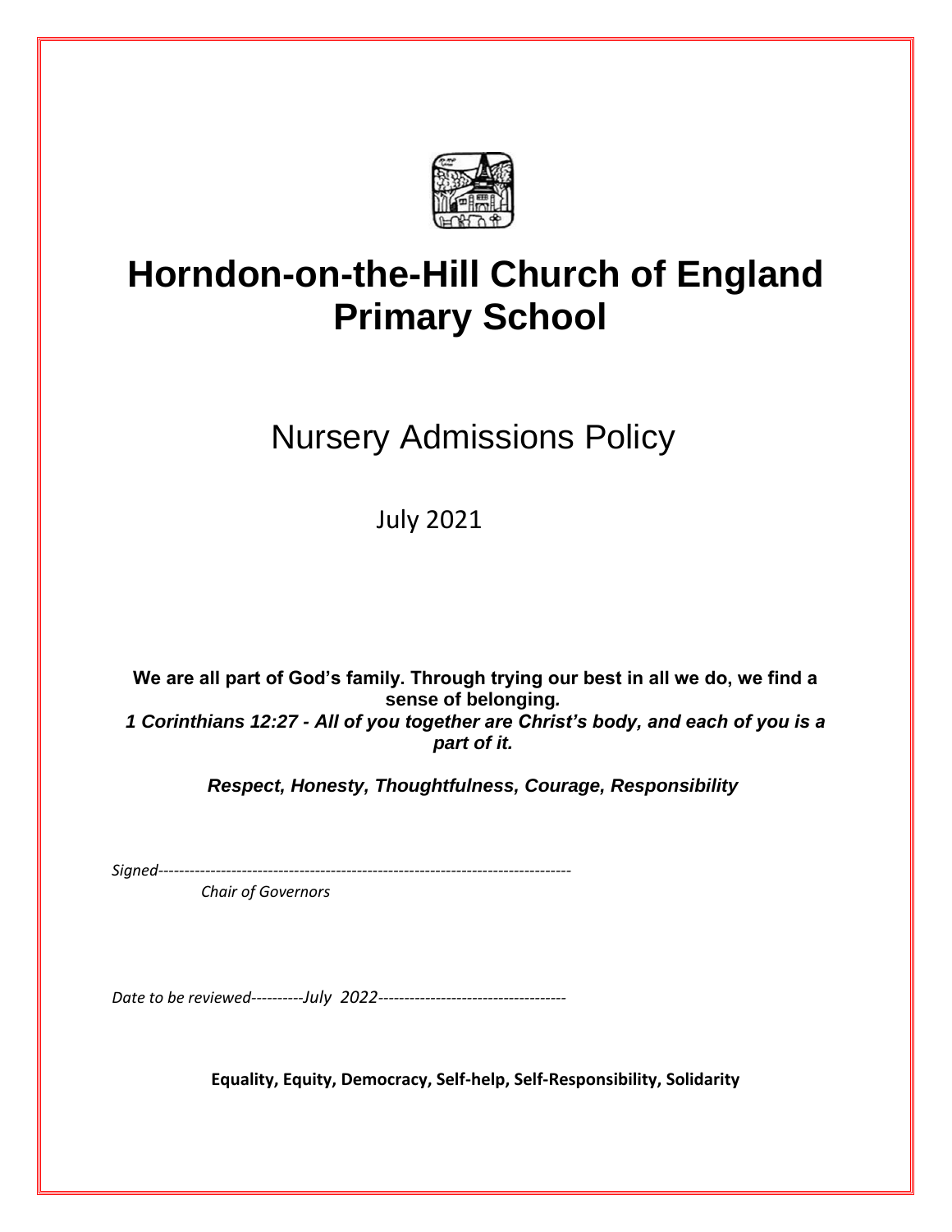# Horndon-on-the-Hill Church of England Primary School

## Nursery Admissions Policy

July 2021

**We are all part of God's family. Through trying our best in all we do, we find a sense of belonging.**
***1 Corinthians 12:27 - All of you together are Christ's body, and each of you is a part of it.***

***Respect, Honesty, Thoughtfulness, Courage, Responsibility***

*Signed-------------------------------------------------------------------------------*
*Chair of Governors*

*Date to be reviewed----------July 2022------------------------------------*

**Equality, Equity, Democracy, Self-help, Self-Responsibility, Solidarity**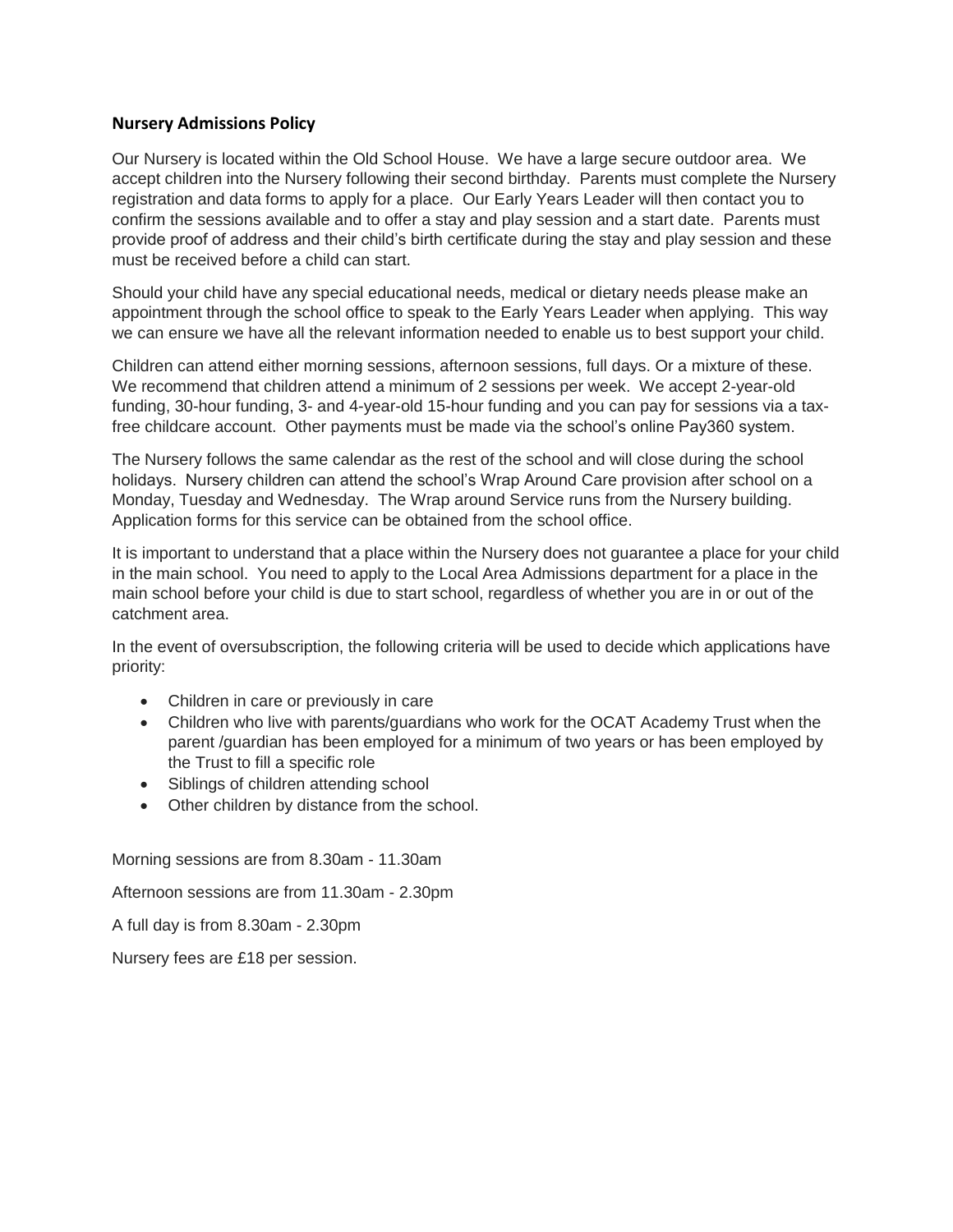## Nursery Admissions Policy

Our Nursery is located within the Old School House. We have a large secure outdoor area. We accept children into the Nursery following their second birthday. Parents must complete the Nursery registration and data forms to apply for a place. Our Early Years Leader will then contact you to confirm the sessions available and to offer a stay and play session and a start date. Parents must provide proof of address and their child's birth certificate during the stay and play session and these must be received before a child can start.

Should your child have any special educational needs, medical or dietary needs please make an appointment through the school office to speak to the Early Years Leader when applying. This way we can ensure we have all the relevant information needed to enable us to best support your child.

Children can attend either morning sessions, afternoon sessions, full days. Or a mixture of these. We recommend that children attend a minimum of 2 sessions per week. We accept 2-year-old funding, 30-hour funding, 3- and 4-year-old 15-hour funding and you can pay for sessions via a tax-free childcare account. Other payments must be made via the school's online Pay360 system.

The Nursery follows the same calendar as the rest of the school and will close during the school holidays. Nursery children can attend the school's Wrap Around Care provision after school on a Monday, Tuesday and Wednesday. The Wrap around Service runs from the Nursery building. Application forms for this service can be obtained from the school office.

It is important to understand that a place within the Nursery does not guarantee a place for your child in the main school. You need to apply to the Local Area Admissions department for a place in the main school before your child is due to start school, regardless of whether you are in or out of the catchment area.

In the event of oversubscription, the following criteria will be used to decide which applications have priority:

- Children in care or previously in care
- Children who live with parents/guardians who work for the OCAT Academy Trust when the parent /guardian has been employed for a minimum of two years or has been employed by the Trust to fill a specific role
- Siblings of children attending school
- Other children by distance from the school.

Morning sessions are from 8.30am - 11.30am

Afternoon sessions are from 11.30am - 2.30pm

A full day is from 8.30am - 2.30pm

Nursery fees are £18 per session.